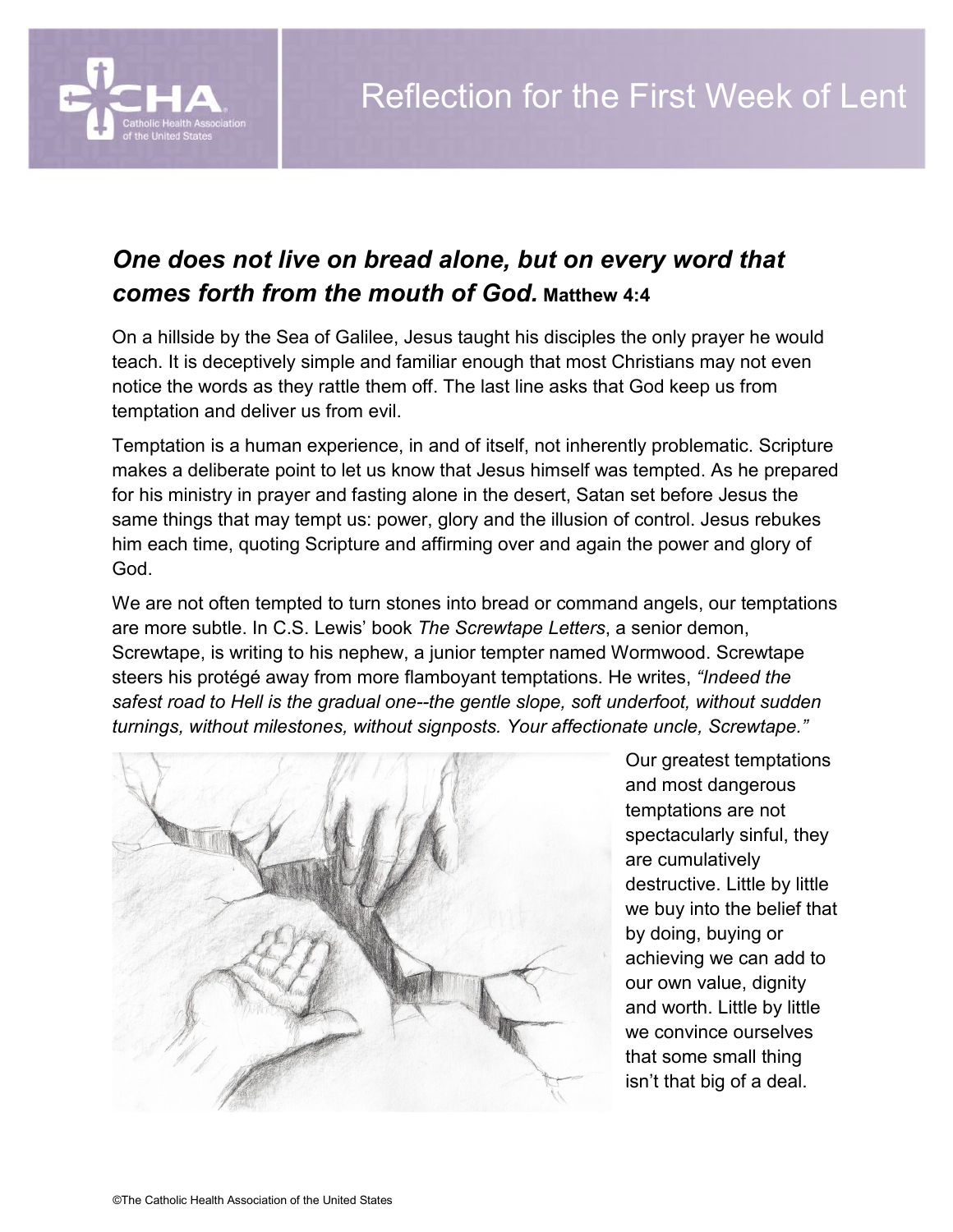# Reflection for the First Week of Lent

***One does not live on bread alone, but on every word that comes forth from the mouth of God.*** **Matthew 4:4**

On a hillside by the Sea of Galilee, Jesus taught his disciples the only prayer he would teach. It is deceptively simple and familiar enough that most Christians may not even notice the words as they rattle them off. The last line asks that God keep us from temptation and deliver us from evil.

Temptation is a human experience, in and of itself, not inherently problematic. Scripture makes a deliberate point to let us know that Jesus himself was tempted. As he prepared for his ministry in prayer and fasting alone in the desert, Satan set before Jesus the same things that may tempt us: power, glory and the illusion of control. Jesus rebukes him each time, quoting Scripture and affirming over and again the power and glory of God.

We are not often tempted to turn stones into bread or command angels, our temptations are more subtle. In C.S. Lewis' book *The Screwtape Letters*, a senior demon, Screwtape, is writing to his nephew, a junior tempter named Wormwood. Screwtape steers his protégé away from more flamboyant temptations. He writes, *"Indeed the safest road to Hell is the gradual one--the gentle slope, soft underfoot, without sudden turnings, without milestones, without signposts. Your affectionate uncle, Screwtape."*

Our greatest temptations and most dangerous temptations are not spectacularly sinful, they are cumulatively destructive. Little by little we buy into the belief that by doing, buying or achieving we can add to our own value, dignity and worth. Little by little we convince ourselves that some small thing isn't that big of a deal.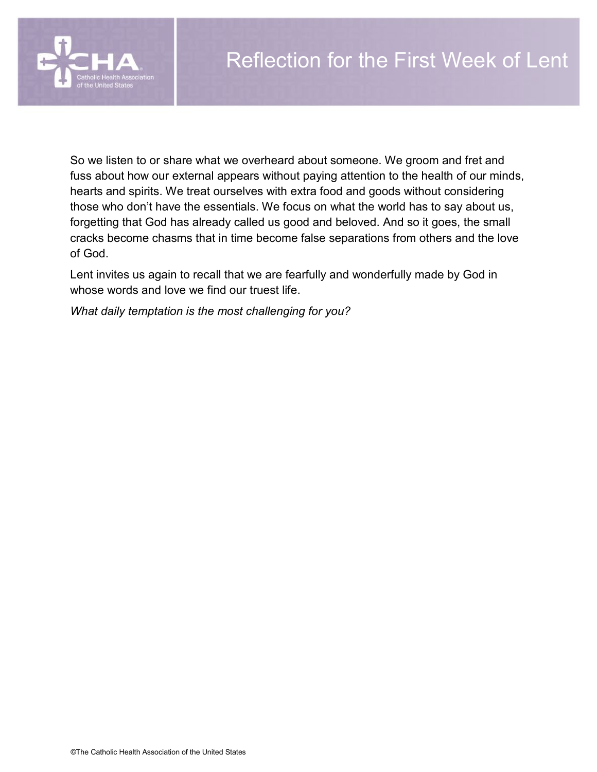So we listen to or share what we overheard about someone. We groom and fret and fuss about how our external appears without paying attention to the health of our minds, hearts and spirits. We treat ourselves with extra food and goods without considering those who don't have the essentials. We focus on what the world has to say about us, forgetting that God has already called us good and beloved. And so it goes, the small cracks become chasms that in time become false separations from others and the love of God.

Lent invites us again to recall that we are fearfully and wonderfully made by God in whose words and love we find our truest life.

*What daily temptation is the most challenging for you?*